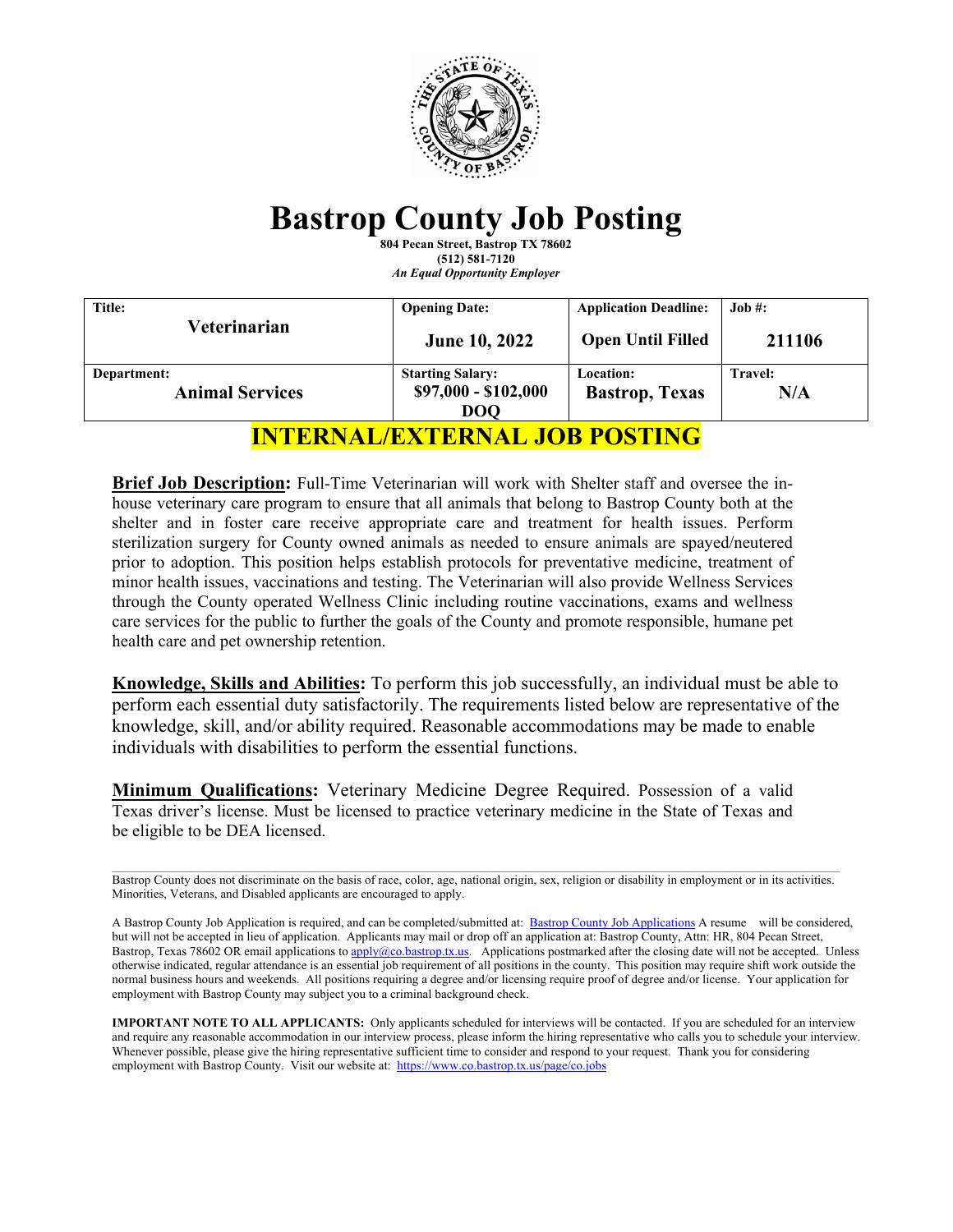# Bastrop County Job Posting

**804 Pecan Street, Bastrop TX 78602**
**(512) 581-7120**
***An Equal Opportunity Employer***

| Title: | Opening Date: | Application Deadline: | Job #: |
|---|---|---|---|
| **Veterinarian** | **June 10, 2022** | **Open Until Filled** | **211106** |
| **Department:** | **Starting Salary:** | **Location:** | **Travel:** |
| **Animal Services** | **$97,000 - $102,000 DOQ** | **Bastrop, Texas** | **N/A** |

## INTERNAL/EXTERNAL JOB POSTING

**Brief Job Description:** Full-Time Veterinarian will work with Shelter staff and oversee the in-house veterinary care program to ensure that all animals that belong to Bastrop County both at the shelter and in foster care receive appropriate care and treatment for health issues. Perform sterilization surgery for County owned animals as needed to ensure animals are spayed/neutered prior to adoption. This position helps establish protocols for preventative medicine, treatment of minor health issues, vaccinations and testing. The Veterinarian will also provide Wellness Services through the County operated Wellness Clinic including routine vaccinations, exams and wellness care services for the public to further the goals of the County and promote responsible, humane pet health care and pet ownership retention.

**Knowledge, Skills and Abilities:** To perform this job successfully, an individual must be able to perform each essential duty satisfactorily. The requirements listed below are representative of the knowledge, skill, and/or ability required. Reasonable accommodations may be made to enable individuals with disabilities to perform the essential functions.

**Minimum Qualifications:** Veterinary Medicine Degree Required. Possession of a valid Texas driver's license. Must be licensed to practice veterinary medicine in the State of Texas and be eligible to be DEA licensed.

---

Bastrop County does not discriminate on the basis of race, color, age, national origin, sex, religion or disability in employment or in its activities. Minorities, Veterans, and Disabled applicants are encouraged to apply.

A Bastrop County Job Application is required, and can be completed/submitted at: Bastrop County Job Applications A resume will be considered, but will not be accepted in lieu of application. Applicants may mail or drop off an application at: Bastrop County, Attn: HR, 804 Pecan Street, Bastrop, Texas 78602 OR email applications to apply@co.bastrop.tx.us. Applications postmarked after the closing date will not be accepted. Unless otherwise indicated, regular attendance is an essential job requirement of all positions in the county. This position may require shift work outside the normal business hours and weekends. All positions requiring a degree and/or licensing require proof of degree and/or license. Your application for employment with Bastrop County may subject you to a criminal background check.

**IMPORTANT NOTE TO ALL APPLICANTS:** Only applicants scheduled for interviews will be contacted. If you are scheduled for an interview and require any reasonable accommodation in our interview process, please inform the hiring representative who calls you to schedule your interview. Whenever possible, please give the hiring representative sufficient time to consider and respond to your request. Thank you for considering employment with Bastrop County. Visit our website at: https://www.co.bastrop.tx.us/page/co.jobs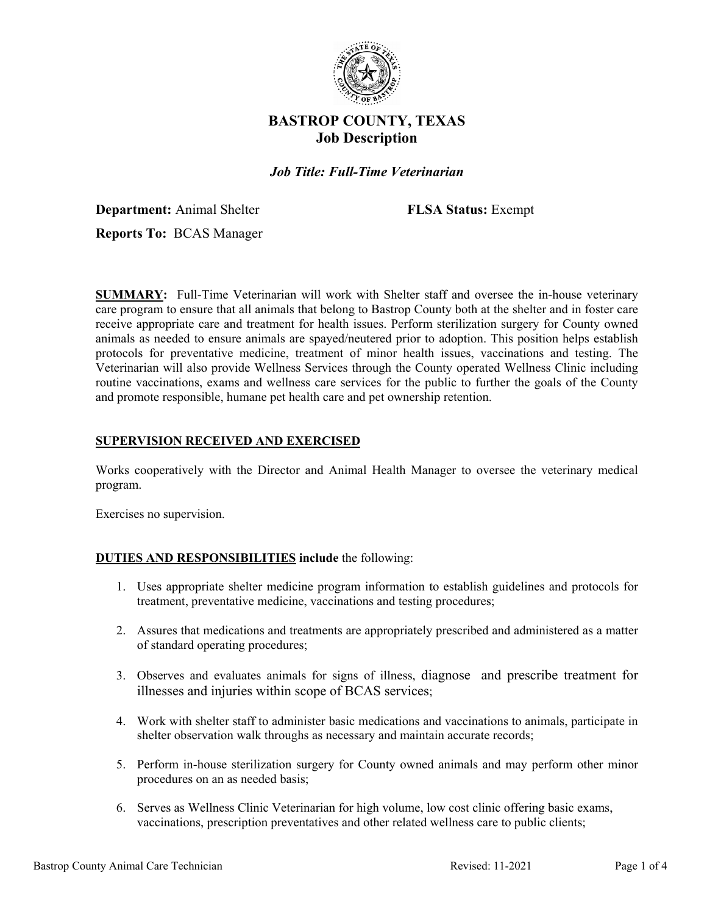# BASTROP COUNTY, TEXAS
## Job Description

***Job Title: Full-Time Veterinarian***

**Department:** Animal Shelter **FLSA Status:** Exempt

**Reports To:** BCAS Manager

**SUMMARY:** Full-Time Veterinarian will work with Shelter staff and oversee the in-house veterinary care program to ensure that all animals that belong to Bastrop County both at the shelter and in foster care receive appropriate care and treatment for health issues. Perform sterilization surgery for County owned animals as needed to ensure animals are spayed/neutered prior to adoption. This position helps establish protocols for preventative medicine, treatment of minor health issues, vaccinations and testing. The Veterinarian will also provide Wellness Services through the County operated Wellness Clinic including routine vaccinations, exams and wellness care services for the public to further the goals of the County and promote responsible, humane pet health care and pet ownership retention.

**SUPERVISION RECEIVED AND EXERCISED**

Works cooperatively with the Director and Animal Health Manager to oversee the veterinary medical program.

Exercises no supervision.

**DUTIES AND RESPONSIBILITIES include** the following:

1. Uses appropriate shelter medicine program information to establish guidelines and protocols for treatment, preventative medicine, vaccinations and testing procedures;

2. Assures that medications and treatments are appropriately prescribed and administered as a matter of standard operating procedures;

3. Observes and evaluates animals for signs of illness, diagnose and prescribe treatment for illnesses and injuries within scope of BCAS services;

4. Work with shelter staff to administer basic medications and vaccinations to animals, participate in shelter observation walk throughs as necessary and maintain accurate records;

5. Perform in-house sterilization surgery for County owned animals and may perform other minor procedures on an as needed basis;

6. Serves as Wellness Clinic Veterinarian for high volume, low cost clinic offering basic exams, vaccinations, prescription preventatives and other related wellness care to public clients;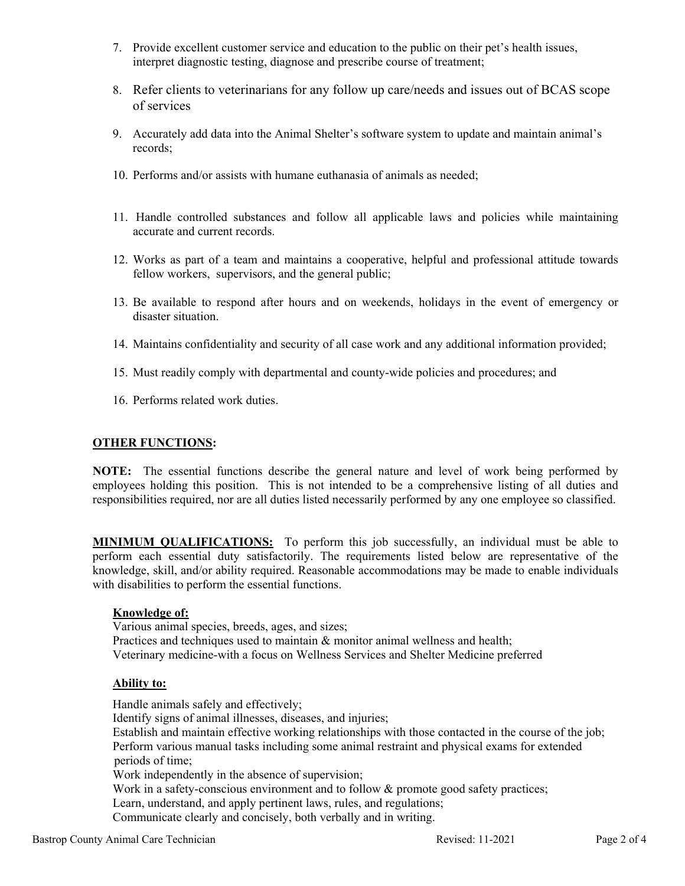7. Provide excellent customer service and education to the public on their pet's health issues, interpret diagnostic testing, diagnose and prescribe course of treatment;

8. Refer clients to veterinarians for any follow up care/needs and issues out of BCAS scope of services

9. Accurately add data into the Animal Shelter's software system to update and maintain animal's records;

10. Performs and/or assists with humane euthanasia of animals as needed;

11. Handle controlled substances and follow all applicable laws and policies while maintaining accurate and current records.

12. Works as part of a team and maintains a cooperative, helpful and professional attitude towards fellow workers, supervisors, and the general public;

13. Be available to respond after hours and on weekends, holidays in the event of emergency or disaster situation.

14. Maintains confidentiality and security of all case work and any additional information provided;

15. Must readily comply with departmental and county-wide policies and procedures; and

16. Performs related work duties.

**OTHER FUNCTIONS:**

**NOTE:** The essential functions describe the general nature and level of work being performed by employees holding this position. This is not intended to be a comprehensive listing of all duties and responsibilities required, nor are all duties listed necessarily performed by any one employee so classified.

**MINIMUM QUALIFICATIONS:** To perform this job successfully, an individual must be able to perform each essential duty satisfactorily. The requirements listed below are representative of the knowledge, skill, and/or ability required. Reasonable accommodations may be made to enable individuals with disabilities to perform the essential functions.

**Knowledge of:**

Various animal species, breeds, ages, and sizes;
Practices and techniques used to maintain & monitor animal wellness and health;
Veterinary medicine-with a focus on Wellness Services and Shelter Medicine preferred

**Ability to:**

Handle animals safely and effectively;
Identify signs of animal illnesses, diseases, and injuries;
Establish and maintain effective working relationships with those contacted in the course of the job;
Perform various manual tasks including some animal restraint and physical exams for extended periods of time;
Work independently in the absence of supervision;
Work in a safety-conscious environment and to follow & promote good safety practices;
Learn, understand, and apply pertinent laws, rules, and regulations;
Communicate clearly and concisely, both verbally and in writing.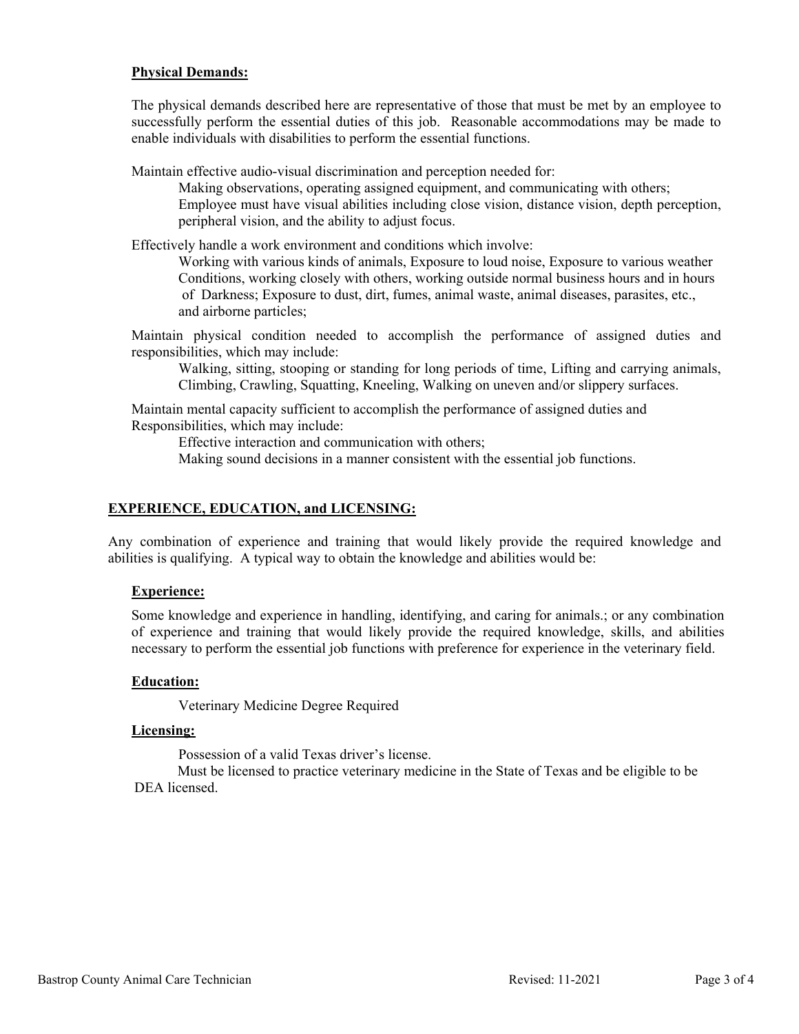**Physical Demands:**

The physical demands described here are representative of those that must be met by an employee to successfully perform the essential duties of this job. Reasonable accommodations may be made to enable individuals with disabilities to perform the essential functions.

Maintain effective audio-visual discrimination and perception needed for:

Making observations, operating assigned equipment, and communicating with others; Employee must have visual abilities including close vision, distance vision, depth perception, peripheral vision, and the ability to adjust focus.

Effectively handle a work environment and conditions which involve:

Working with various kinds of animals, Exposure to loud noise, Exposure to various weather Conditions, working closely with others, working outside normal business hours and in hours of Darkness; Exposure to dust, dirt, fumes, animal waste, animal diseases, parasites, etc., and airborne particles;

Maintain physical condition needed to accomplish the performance of assigned duties and responsibilities, which may include:

Walking, sitting, stooping or standing for long periods of time, Lifting and carrying animals, Climbing, Crawling, Squatting, Kneeling, Walking on uneven and/or slippery surfaces.

Maintain mental capacity sufficient to accomplish the performance of assigned duties and Responsibilities, which may include:

Effective interaction and communication with others;
Making sound decisions in a manner consistent with the essential job functions.

## EXPERIENCE, EDUCATION, and LICENSING:

Any combination of experience and training that would likely provide the required knowledge and abilities is qualifying. A typical way to obtain the knowledge and abilities would be:

**Experience:**

Some knowledge and experience in handling, identifying, and caring for animals.; or any combination of experience and training that would likely provide the required knowledge, skills, and abilities necessary to perform the essential job functions with preference for experience in the veterinary field.

**Education:**

Veterinary Medicine Degree Required

**Licensing:**

Possession of a valid Texas driver's license.
Must be licensed to practice veterinary medicine in the State of Texas and be eligible to be DEA licensed.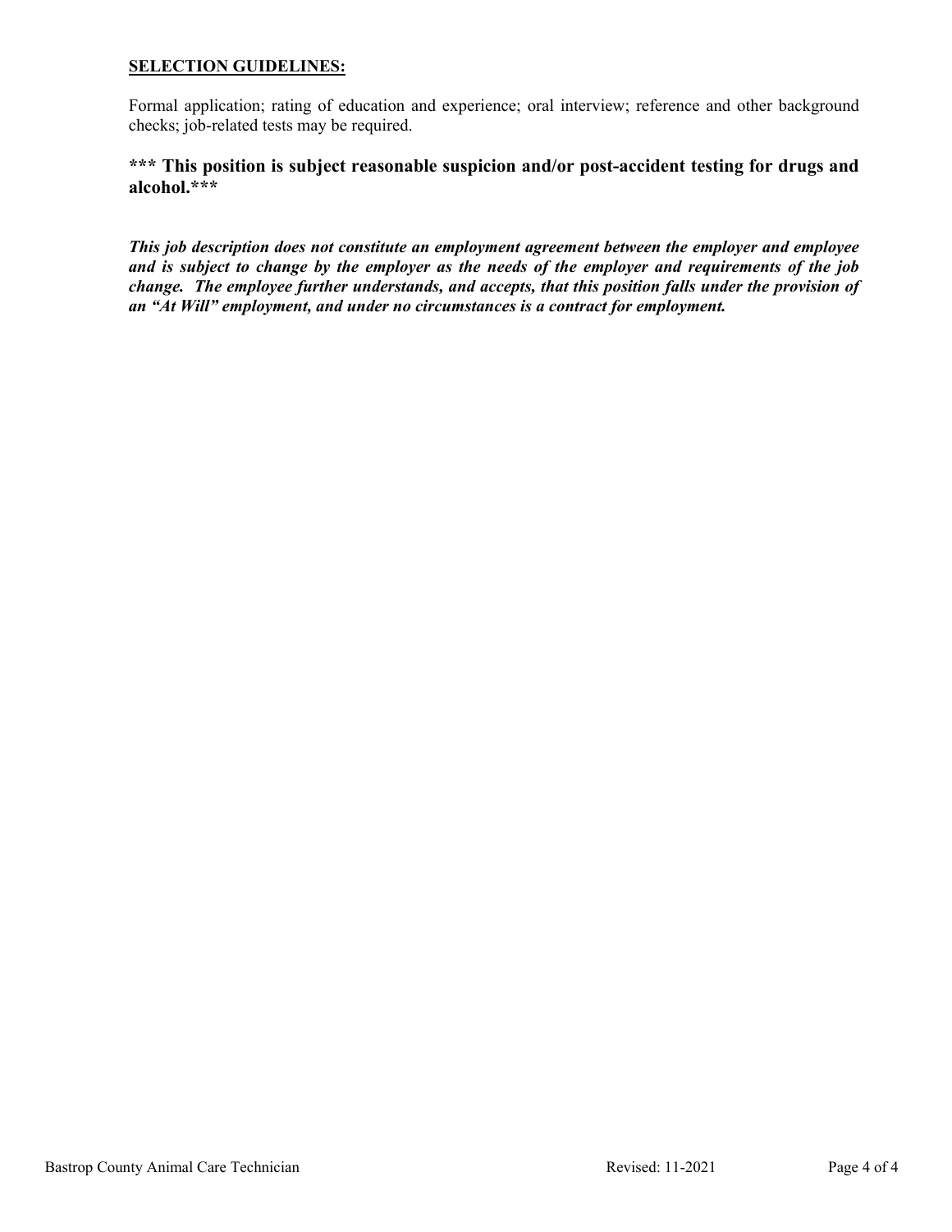**SELECTION GUIDELINES:**

Formal application; rating of education and experience; oral interview; reference and other background checks; job-related tests may be required.

**\*\*\* This position is subject reasonable suspicion and/or post-accident testing for drugs and alcohol.\*\*\***

***This job description does not constitute an employment agreement between the employer and employee and is subject to change by the employer as the needs of the employer and requirements of the job change. The employee further understands, and accepts, that this position falls under the provision of an "At Will" employment, and under no circumstances is a contract for employment.***